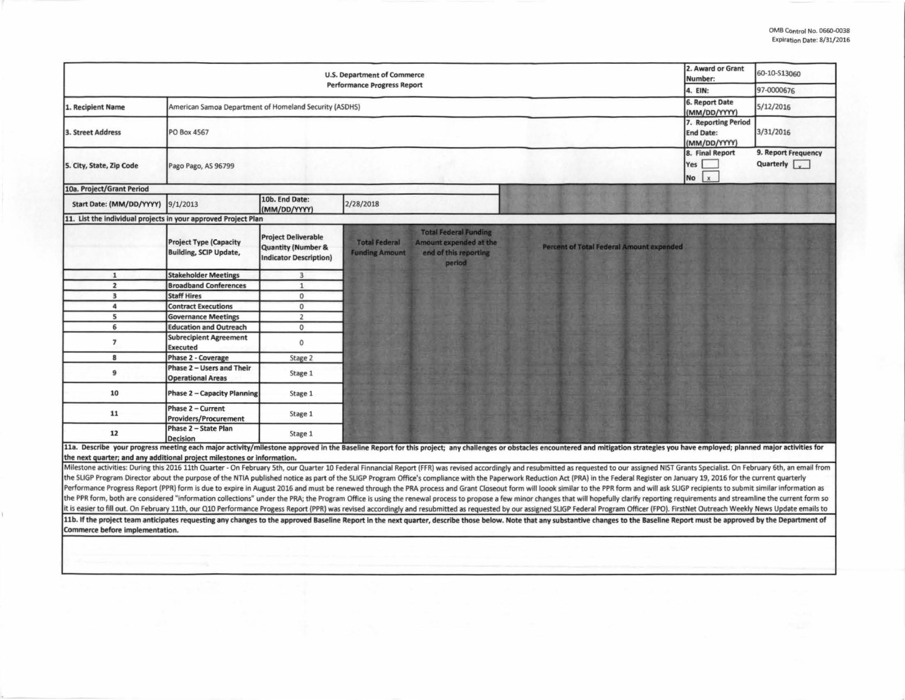OMB Control No. 0660-0038
Expiration Date: 8/31/2016

| U.S. Department of Commerce<br>Performance Progress Report | | 2. Award or Grant Number: | 60-10-S13060 |
|---|---|---|---|
| | | 4. EIN: | 97-0000676 |
| 1. Recipient Name | American Samoa Department of Homeland Security (ASDHS) | 6. Report Date (MM/DD/YYYY) | 5/12/2016 |
| 3. Street Address | PO Box 4567 | 7. Reporting Period End Date: (MM/DD/YYYY) | 3/31/2016 |
| 5. City, State, Zip Code | Pago Pago, AS 96799 | 8. Final Report<br>Yes [ ]<br>No [x] | 9. Report Frequency<br>Quarterly [x] |

**10a. Project/Grant Period**

| Start Date: (MM/DD/YYYY) | 9/1/2013 | 10b. End Date: (MM/DD/YYYY) | 2/28/2018 |
|---|---|---|---|

**11. List the individual projects in your approved Project Plan**

| | Project Type (Capacity Building, SCIP Update, | Project Deliverable Quantity (Number & Indicator Description) | Total Federal Funding Amount | Total Federal Funding Amount expended at the end of this reporting period | Percent of Total Federal Amount expended |
|---|---|---|---|---|---|
| 1 | Stakeholder Meetings | 3 | | | |
| 2 | Broadband Conferences | 1 | | | |
| 3 | Staff Hires | 0 | | | |
| 4 | Contract Executions | 0 | | | |
| 5 | Governance Meetings | 2 | | | |
| 6 | Education and Outreach | 0 | | | |
| 7 | Subrecipient Agreement Executed | 0 | | | |
| 8 | Phase 2 - Coverage | Stage 2 | | | |
| 9 | Phase 2 – Users and Their Operational Areas | Stage 1 | | | |
| 10 | Phase 2 – Capacity Planning | Stage 1 | | | |
| 11 | Phase 2 – Current Providers/Procurement | Stage 1 | | | |
| 12 | Phase 2 – State Plan Decision | Stage 1 | | | |

**11a. Describe your progress meeting each major activity/milestone approved in the Baseline Report for this project; any challenges or obstacles encountered and mitigation strategies you have employed; planned major activities for the next quarter; and any additional project milestones or information.**

Milestone activities: During this 2016 11th Quarter - On February 5th, our Quarter 10 Federal Finnancial Report (FFR) was revised accordingly and resubmitted as requested to our assigned NIST Grants Specialist. On February 6th, an email from the SLIGP Program Director about the purpose of the NTIA published notice as part of the SLIGP Program Office's compliance with the Paperwork Reduction Act (PRA) in the Federal Register on January 19, 2016 for the current quarterly Performance Progress Report (PPR) form is due to expire in August 2016 and must be renewed through the PRA process and Grant Closeout form will loook similar to the PPR form and will ask SLIGP recipients to submit similar information as the PPR form, both are considered "information collections" under the PRA; the Program Office is using the renewal process to propose a few minor changes that will hopefully clarify reporting requirements and streamline the current form so it is easier to fill out. On February 11th, our Q10 Performance Progess Report (PPR) was revised accordingly and resubmitted as requested by our assigned SLIGP Federal Program Officer (FPO). FirstNet Outreach Weekly News Update emails to

**11b. If the project team anticipates requesting any changes to the approved Baseline Report in the next quarter, describe those below. Note that any substantive changes to the Baseline Report must be approved by the Department of Commerce before implementation.**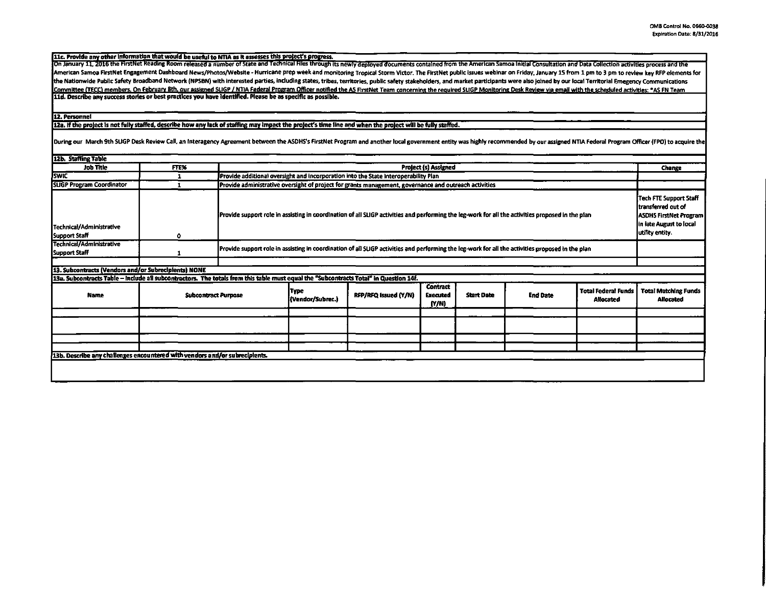OMB Control No. 0660-0038
Expiration Date: 8/31/2016

**11c. Provide any other information that would be useful to NTIA as it assesses this project's progress.**

On January 11, 2016 the FirstNet Reading Room released a number of State and Technical Files through its newly deployed documents contained from the American Samoa Initial Consultation and Data Collection activities process and the American Samoa FirstNet Engagement Dashboard News/Photos/Website - Hurricane prep week and monitoring Tropical Storm Victor. The FirstNet public issues webinar on Friday, January 15 from 1 pm to 3 pm to review key RFP elements for the Nationwide Public Safety Broadband Network (NPSBN) with interested parties, including states, tribes, territories, public safety stakeholders, and market participants were also joined by our local Territorial Emegency Communications Committee (TECC) members. On February 8th, our assigned SLIGP / NTIA Federal Program Officer notified the AS FirstNet Team concerning the required SLIGP Monitoring Desk Review via email with the scheduled activities: *AS FN Team

**11d. Describe any success stories or best practices you have identified. Please be as specific as possible.**

**12. Personnel**

**12a. If the project is not fully staffed, describe how any lack of staffing may impact the project's time line and when the project will be fully staffed.**

During our March 9th SLIGP Desk Review Call, an Interagency Agreement between the ASDHS's FirstNet Program and another local government entity was highly recommended by our assigned NTIA Federal Program Officer (FPO) to acquire the

**12b. Staffing Table**

| Job Title | FTE% | Project (s) Assigned | Change |
|---|---|---|---|
| SWIC | 1 | Provide additional oversight and incorporation into the State Interoperability Plan | |
| SLIGP Program Coordinator | 1 | Provide administrative oversight of project for grants management, governance and outreach activities | |
| Technical/Administrative Support Staff | 0 | Provide support role in assisting in coordination of all SLIGP activities and performing the leg-work for all the activities proposed in the plan | Tech FTE Support Staff transferred out of ASDHS FirstNet Program in late August to local utility entity. |
| Technical/Administrative Support Staff | 1 | Provide support role in assisting in coordination of all SLIGP activities and performing the leg-work for all the activities proposed in the plan | |
| | | | |

**13. Subcontracts (Vendors and/or Subrecipients) NONE**

**13a. Subcontracts Table – Include all subcontractors. The totals from this table must equal the "Subcontracts Total" in Question 14f.**

| Name | Subcontract Purpose | Type (Vendor/Subrec.) | RFP/RFQ Issued (Y/N) | Contract Executed (Y/N) | Start Date | End Date | Total Federal Funds Allocated | Total Matching Funds Allocated |
|---|---|---|---|---|---|---|---|---|
| | | | | | | | | |
| | | | | | | | | |
| | | | | | | | | |
| | | | | | | | | |

**13b. Describe any challenges encountered with vendors and/or subrecipients.**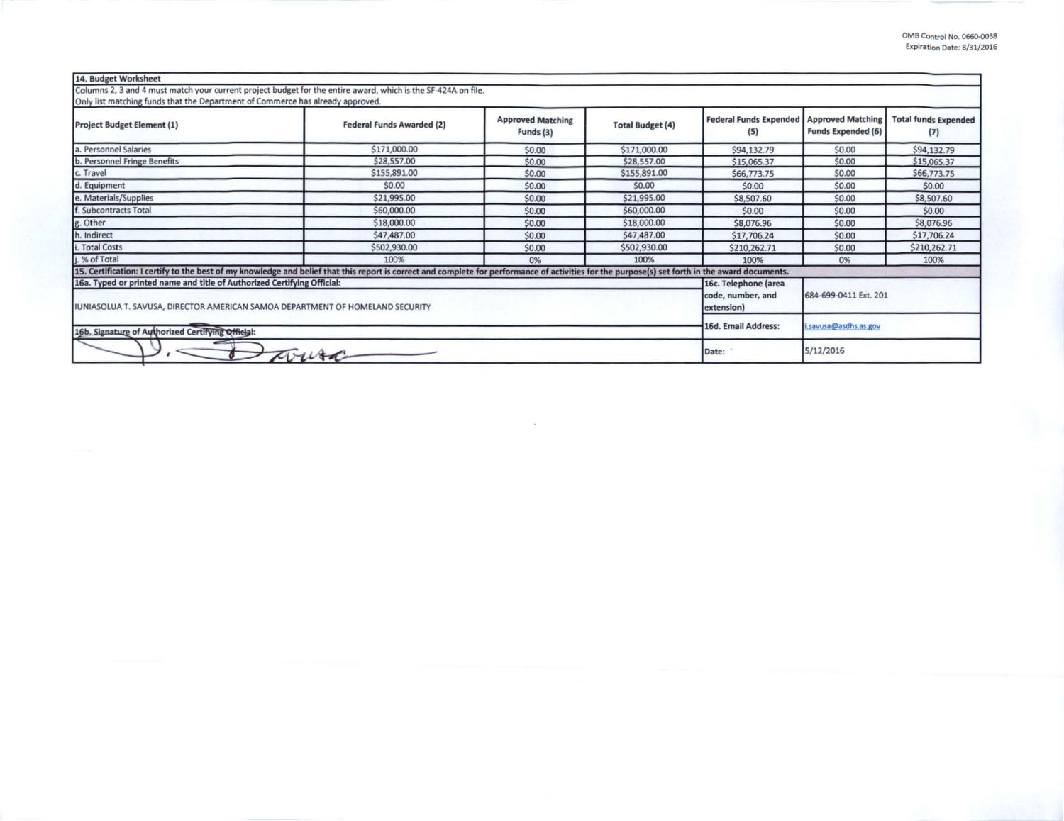OMB Control No. 0660-0038
Expiration Date: 8/31/2016

**14. Budget Worksheet**

Columns 2, 3 and 4 must match your current project budget for the entire award, which is the SF-424A on file.
Only list matching funds that the Department of Commerce has already approved.

| Project Budget Element (1) | Federal Funds Awarded (2) | Approved Matching Funds (3) | Total Budget (4) | Federal Funds Expended (5) | Approved Matching Funds Expended (6) | Total funds Expended (7) |
|---|---|---|---|---|---|---|
| a. Personnel Salaries | $171,000.00 | $0.00 | $171,000.00 | $94,132.79 | $0.00 | $94,132.79 |
| b. Personnel Fringe Benefits | $28,557.00 | $0.00 | $28,557.00 | $15,065.37 | $0.00 | $15,065.37 |
| c. Travel | $155,891.00 | $0.00 | $155,891.00 | $66,773.75 | $0.00 | $66,773.75 |
| d. Equipment | $0.00 | $0.00 | $0.00 | $0.00 | $0.00 | $0.00 |
| e. Materials/Supplies | $21,995.00 | $0.00 | $21,995.00 | $8,507.60 | $0.00 | $8,507.60 |
| f. Subcontracts Total | $60,000.00 | $0.00 | $60,000.00 | $0.00 | $0.00 | $0.00 |
| g. Other | $18,000.00 | $0.00 | $18,000.00 | $8,076.96 | $0.00 | $8,076.96 |
| h. Indirect | $47,487.00 | $0.00 | $47,487.00 | $17,706.24 | $0.00 | $17,706.24 |
| i. Total Costs | $502,930.00 | $0.00 | $502,930.00 | $210,262.71 | $0.00 | $210,262.71 |
| j. % of Total | 100% | 0% | 100% | 100% | 0% | 100% |

**15. Certification:** I certify to the best of my knowledge and belief that this report is correct and complete for performance of activities for the purpose(s) set forth in the award documents.

| | | | |
|---|---|---|---|
| **16a. Typed or printed name and title of Authorized Certifying Official:** IUNIASOLUA T. SAVUSA, DIRECTOR AMERICAN SAMOA DEPARTMENT OF HOMELAND SECURITY | | 16c. Telephone (area code, number, and extension) | 684-699-0411 Ext. 201 |
| **16b. Signature of Authorized Certifying Official:** I. Savusa | | 16d. Email Address: | i.savusa@asdhs.as.gov |
| | | Date: | 5/12/2016 |